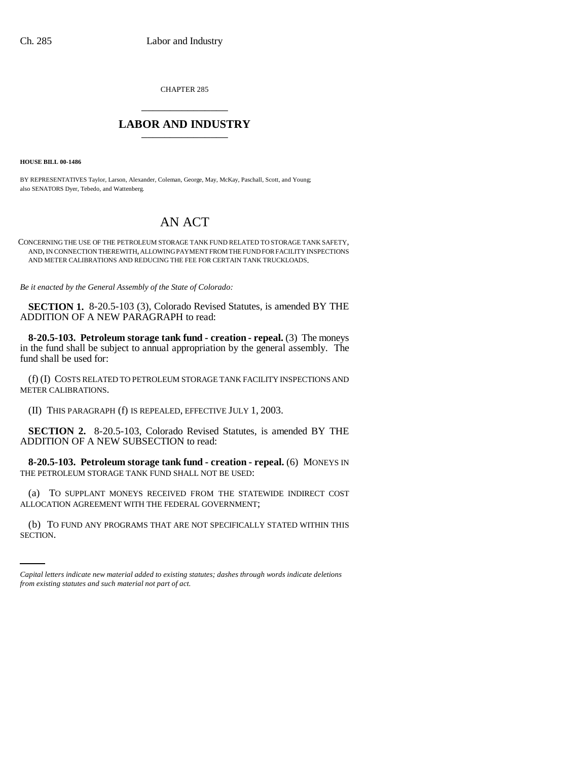CHAPTER 285

# LABOR AND INDUSTRY

**HOUSE BILL 00-1486**

BY REPRESENTATIVES Taylor, Larson, Alexander, Coleman, George, May, McKay, Paschall, Scott, and Young; also SENATORS Dyer, Tebedo, and Wattenberg.

## AN ACT

CONCERNING THE USE OF THE PETROLEUM STORAGE TANK FUND RELATED TO STORAGE TANK SAFETY, AND, IN CONNECTION THEREWITH, ALLOWING PAYMENT FROM THE FUND FOR FACILITY INSPECTIONS AND METER CALIBRATIONS AND REDUCING THE FEE FOR CERTAIN TANK TRUCKLOADS.

*Be it enacted by the General Assembly of the State of Colorado:*

**SECTION 1.** 8-20.5-103 (3), Colorado Revised Statutes, is amended BY THE ADDITION OF A NEW PARAGRAPH to read:

**8-20.5-103. Petroleum storage tank fund - creation - repeal.** (3) The moneys in the fund shall be subject to annual appropriation by the general assembly. The fund shall be used for:

(f) (I) COSTS RELATED TO PETROLEUM STORAGE TANK FACILITY INSPECTIONS AND METER CALIBRATIONS.

(II) THIS PARAGRAPH (f) IS REPEALED, EFFECTIVE JULY 1, 2003.

**SECTION 2.** 8-20.5-103, Colorado Revised Statutes, is amended BY THE ADDITION OF A NEW SUBSECTION to read:

**8-20.5-103. Petroleum storage tank fund - creation - repeal.** (6) MONEYS IN THE PETROLEUM STORAGE TANK FUND SHALL NOT BE USED:

(a) TO SUPPLANT MONEYS RECEIVED FROM THE STATEWIDE INDIRECT COST ALLOCATION AGREEMENT WITH THE FEDERAL GOVERNMENT;

(b) TO FUND ANY PROGRAMS THAT ARE NOT SPECIFICALLY STATED WITHIN THIS SECTION.

*Capital letters indicate new material added to existing statutes; dashes through words indicate deletions from existing statutes and such material not part of act.*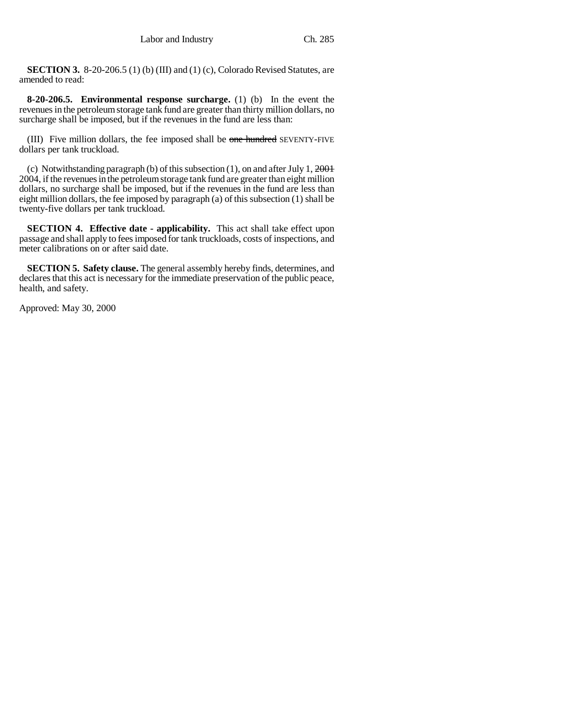**SECTION 3.** 8-20-206.5 (1) (b) (III) and (1) (c), Colorado Revised Statutes, are amended to read:

**8-20-206.5. Environmental response surcharge.** (1) (b) In the event the revenues in the petroleum storage tank fund are greater than thirty million dollars, no surcharge shall be imposed, but if the revenues in the fund are less than:

(III) Five million dollars, the fee imposed shall be ~~one hundred~~ SEVENTY-FIVE dollars per tank truckload.

(c) Notwithstanding paragraph (b) of this subsection (1), on and after July 1, ~~2001~~ 2004, if the revenues in the petroleum storage tank fund are greater than eight million dollars, no surcharge shall be imposed, but if the revenues in the fund are less than eight million dollars, the fee imposed by paragraph (a) of this subsection (1) shall be twenty-five dollars per tank truckload.

**SECTION 4. Effective date - applicability.** This act shall take effect upon passage and shall apply to fees imposed for tank truckloads, costs of inspections, and meter calibrations on or after said date.

**SECTION 5. Safety clause.** The general assembly hereby finds, determines, and declares that this act is necessary for the immediate preservation of the public peace, health, and safety.

Approved: May 30, 2000